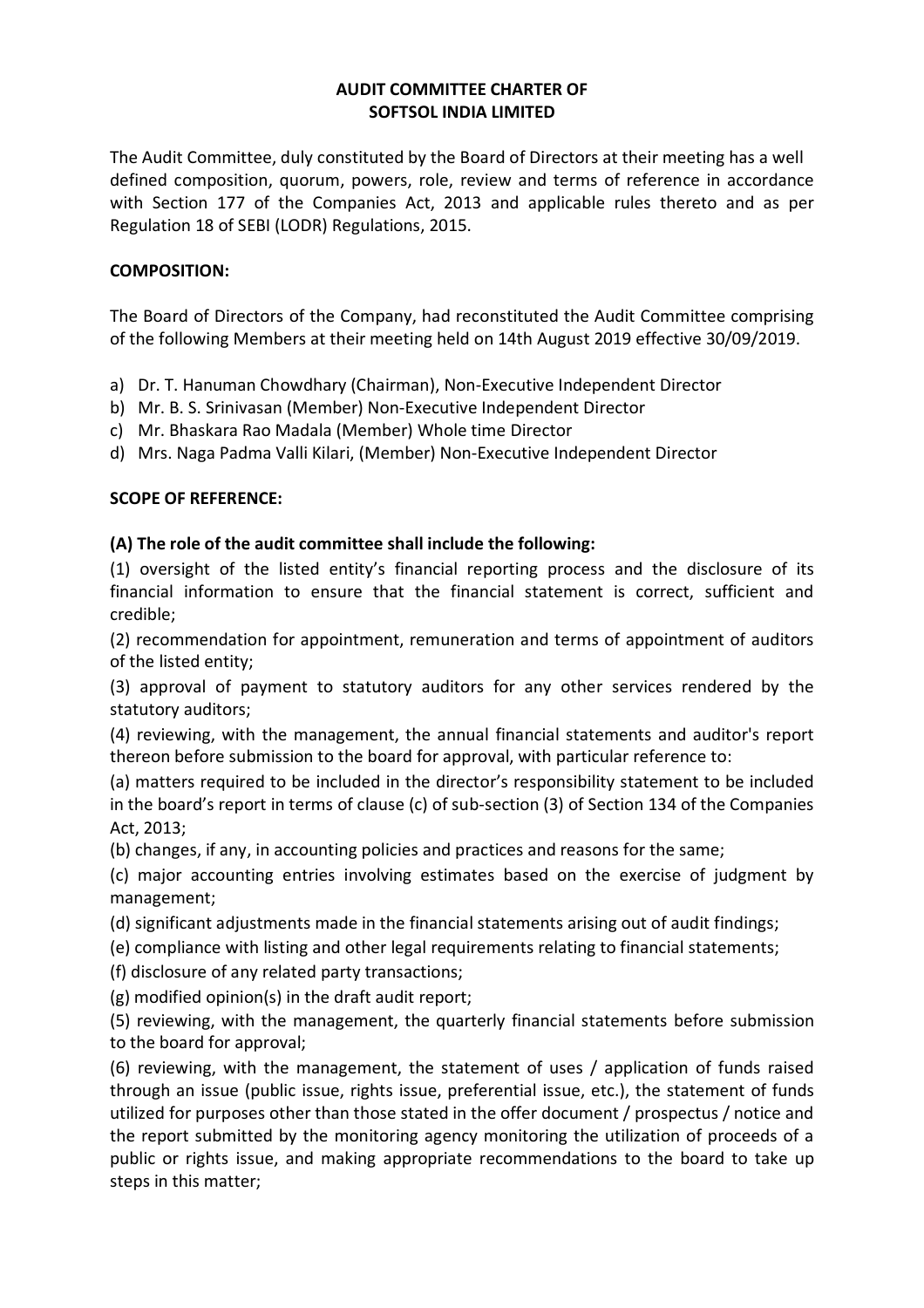# AUDIT COMMITTEE CHARTER OF SOFTSOL INDIA LIMITED

The Audit Committee, duly constituted by the Board of Directors at their meeting has a well defined composition, quorum, powers, role, review and terms of reference in accordance with Section 177 of the Companies Act, 2013 and applicable rules thereto and as per Regulation 18 of SEBI (LODR) Regulations, 2015.

## COMPOSITION:

The Board of Directors of the Company, had reconstituted the Audit Committee comprising of the following Members at their meeting held on 14th August 2019 effective 30/09/2019.

a) Dr. T. Hanuman Chowdhary (Chairman), Non-Executive Independent Director
b) Mr. B. S. Srinivasan (Member) Non-Executive Independent Director
c) Mr. Bhaskara Rao Madala (Member) Whole time Director
d) Mrs. Naga Padma Valli Kilari, (Member) Non-Executive Independent Director

## SCOPE OF REFERENCE:

### (A) The role of the audit committee shall include the following:

(1) oversight of the listed entity's financial reporting process and the disclosure of its financial information to ensure that the financial statement is correct, sufficient and credible;

(2) recommendation for appointment, remuneration and terms of appointment of auditors of the listed entity;

(3) approval of payment to statutory auditors for any other services rendered by the statutory auditors;

(4) reviewing, with the management, the annual financial statements and auditor's report thereon before submission to the board for approval, with particular reference to:

(a) matters required to be included in the director's responsibility statement to be included in the board's report in terms of clause (c) of sub-section (3) of Section 134 of the Companies Act, 2013;

(b) changes, if any, in accounting policies and practices and reasons for the same;

(c) major accounting entries involving estimates based on the exercise of judgment by management;

(d) significant adjustments made in the financial statements arising out of audit findings;

(e) compliance with listing and other legal requirements relating to financial statements;

(f) disclosure of any related party transactions;

(g) modified opinion(s) in the draft audit report;

(5) reviewing, with the management, the quarterly financial statements before submission to the board for approval;

(6) reviewing, with the management, the statement of uses / application of funds raised through an issue (public issue, rights issue, preferential issue, etc.), the statement of funds utilized for purposes other than those stated in the offer document / prospectus / notice and the report submitted by the monitoring agency monitoring the utilization of proceeds of a public or rights issue, and making appropriate recommendations to the board to take up steps in this matter;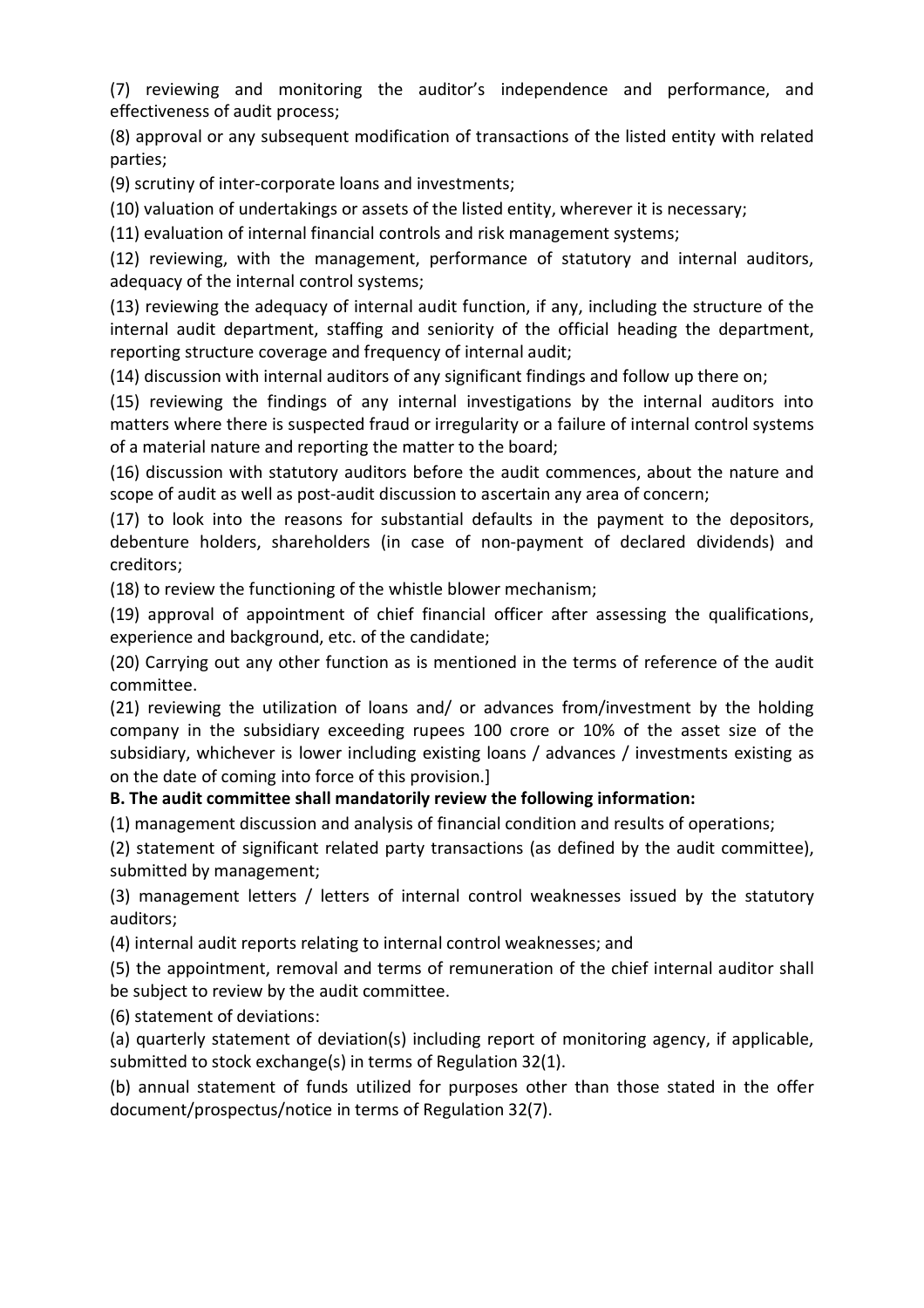(7) reviewing and monitoring the auditor's independence and performance, and effectiveness of audit process;

(8) approval or any subsequent modification of transactions of the listed entity with related parties;

(9) scrutiny of inter-corporate loans and investments;

(10) valuation of undertakings or assets of the listed entity, wherever it is necessary;

(11) evaluation of internal financial controls and risk management systems;

(12) reviewing, with the management, performance of statutory and internal auditors, adequacy of the internal control systems;

(13) reviewing the adequacy of internal audit function, if any, including the structure of the internal audit department, staffing and seniority of the official heading the department, reporting structure coverage and frequency of internal audit;

(14) discussion with internal auditors of any significant findings and follow up there on;

(15) reviewing the findings of any internal investigations by the internal auditors into matters where there is suspected fraud or irregularity or a failure of internal control systems of a material nature and reporting the matter to the board;

(16) discussion with statutory auditors before the audit commences, about the nature and scope of audit as well as post-audit discussion to ascertain any area of concern;

(17) to look into the reasons for substantial defaults in the payment to the depositors, debenture holders, shareholders (in case of non-payment of declared dividends) and creditors;

(18) to review the functioning of the whistle blower mechanism;

(19) approval of appointment of chief financial officer after assessing the qualifications, experience and background, etc. of the candidate;

(20) Carrying out any other function as is mentioned in the terms of reference of the audit committee.

(21) reviewing the utilization of loans and/ or advances from/investment by the holding company in the subsidiary exceeding rupees 100 crore or 10% of the asset size of the subsidiary, whichever is lower including existing loans / advances / investments existing as on the date of coming into force of this provision.]

**B. The audit committee shall mandatorily review the following information:**

(1) management discussion and analysis of financial condition and results of operations;

(2) statement of significant related party transactions (as defined by the audit committee), submitted by management;

(3) management letters / letters of internal control weaknesses issued by the statutory auditors;

(4) internal audit reports relating to internal control weaknesses; and

(5) the appointment, removal and terms of remuneration of the chief internal auditor shall be subject to review by the audit committee.

(6) statement of deviations:

(a) quarterly statement of deviation(s) including report of monitoring agency, if applicable, submitted to stock exchange(s) in terms of Regulation 32(1).

(b) annual statement of funds utilized for purposes other than those stated in the offer document/prospectus/notice in terms of Regulation 32(7).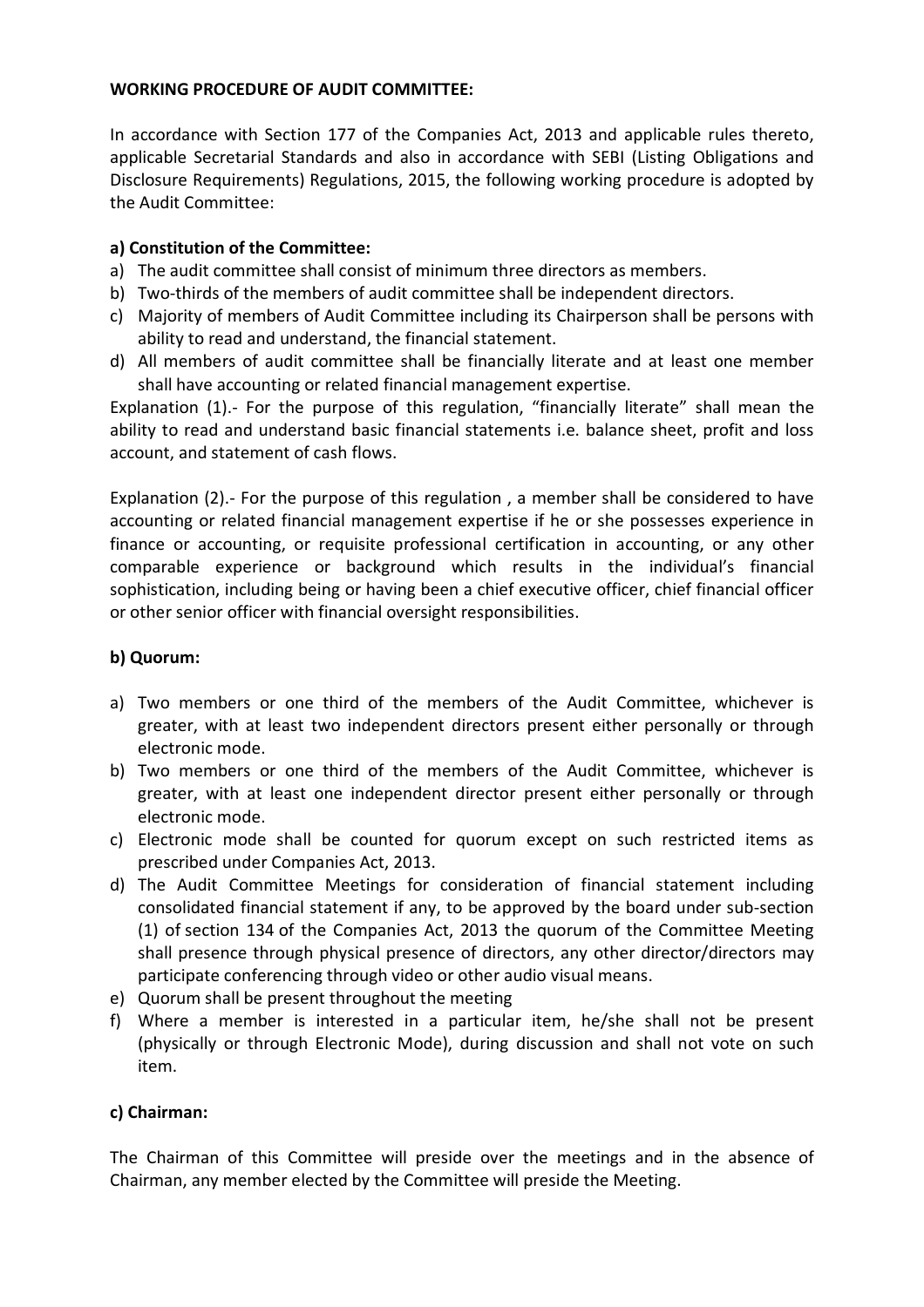**WORKING PROCEDURE OF AUDIT COMMITTEE:**

In accordance with Section 177 of the Companies Act, 2013 and applicable rules thereto, applicable Secretarial Standards and also in accordance with SEBI (Listing Obligations and Disclosure Requirements) Regulations, 2015, the following working procedure is adopted by the Audit Committee:

**a) Constitution of the Committee:**

a) The audit committee shall consist of minimum three directors as members.
b) Two-thirds of the members of audit committee shall be independent directors.
c) Majority of members of Audit Committee including its Chairperson shall be persons with ability to read and understand, the financial statement.
d) All members of audit committee shall be financially literate and at least one member shall have accounting or related financial management expertise.

Explanation (1).- For the purpose of this regulation, "financially literate" shall mean the ability to read and understand basic financial statements i.e. balance sheet, profit and loss account, and statement of cash flows.

Explanation (2).- For the purpose of this regulation , a member shall be considered to have accounting or related financial management expertise if he or she possesses experience in finance or accounting, or requisite professional certification in accounting, or any other comparable experience or background which results in the individual's financial sophistication, including being or having been a chief executive officer, chief financial officer or other senior officer with financial oversight responsibilities.

**b) Quorum:**

a) Two members or one third of the members of the Audit Committee, whichever is greater, with at least two independent directors present either personally or through electronic mode.
b) Two members or one third of the members of the Audit Committee, whichever is greater, with at least one independent director present either personally or through electronic mode.
c) Electronic mode shall be counted for quorum except on such restricted items as prescribed under Companies Act, 2013.
d) The Audit Committee Meetings for consideration of financial statement including consolidated financial statement if any, to be approved by the board under sub-section (1) of section 134 of the Companies Act, 2013 the quorum of the Committee Meeting shall presence through physical presence of directors, any other director/directors may participate conferencing through video or other audio visual means.
e) Quorum shall be present throughout the meeting
f) Where a member is interested in a particular item, he/she shall not be present (physically or through Electronic Mode), during discussion and shall not vote on such item.

**c) Chairman:**

The Chairman of this Committee will preside over the meetings and in the absence of Chairman, any member elected by the Committee will preside the Meeting.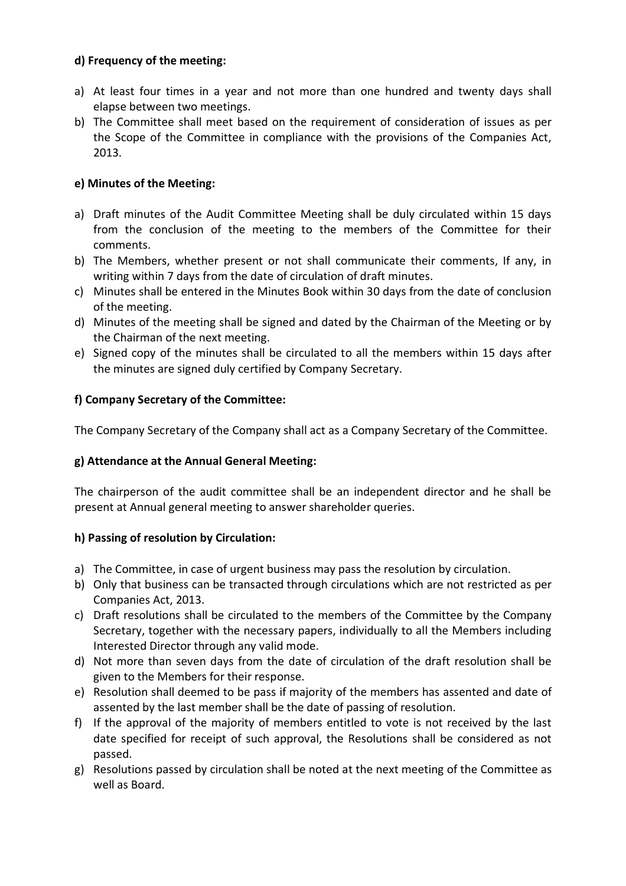**d) Frequency of the meeting:**

a) At least four times in a year and not more than one hundred and twenty days shall elapse between two meetings.
b) The Committee shall meet based on the requirement of consideration of issues as per the Scope of the Committee in compliance with the provisions of the Companies Act, 2013.

**e) Minutes of the Meeting:**

a) Draft minutes of the Audit Committee Meeting shall be duly circulated within 15 days from the conclusion of the meeting to the members of the Committee for their comments.
b) The Members, whether present or not shall communicate their comments, If any, in writing within 7 days from the date of circulation of draft minutes.
c) Minutes shall be entered in the Minutes Book within 30 days from the date of conclusion of the meeting.
d) Minutes of the meeting shall be signed and dated by the Chairman of the Meeting or by the Chairman of the next meeting.
e) Signed copy of the minutes shall be circulated to all the members within 15 days after the minutes are signed duly certified by Company Secretary.

**f) Company Secretary of the Committee:**

The Company Secretary of the Company shall act as a Company Secretary of the Committee.

**g) Attendance at the Annual General Meeting:**

The chairperson of the audit committee shall be an independent director and he shall be present at Annual general meeting to answer shareholder queries.

**h) Passing of resolution by Circulation:**

a) The Committee, in case of urgent business may pass the resolution by circulation.
b) Only that business can be transacted through circulations which are not restricted as per Companies Act, 2013.
c) Draft resolutions shall be circulated to the members of the Committee by the Company Secretary, together with the necessary papers, individually to all the Members including Interested Director through any valid mode.
d) Not more than seven days from the date of circulation of the draft resolution shall be given to the Members for their response.
e) Resolution shall deemed to be pass if majority of the members has assented and date of assented by the last member shall be the date of passing of resolution.
f) If the approval of the majority of members entitled to vote is not received by the last date specified for receipt of such approval, the Resolutions shall be considered as not passed.
g) Resolutions passed by circulation shall be noted at the next meeting of the Committee as well as Board.